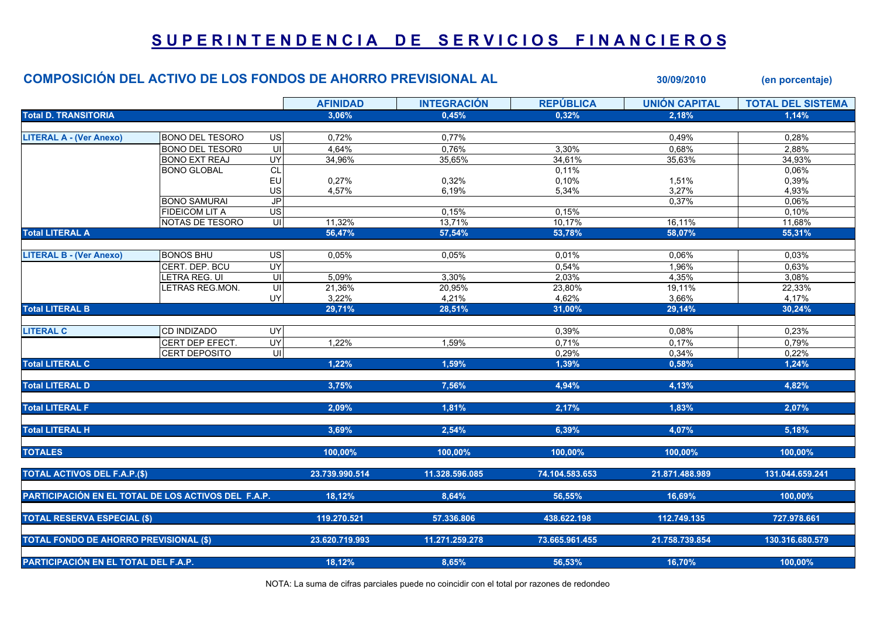# SUPERINTENDENCIA DE SERVICIOS FINANCIEROS

## COMPOSICIÓN DEL ACTIVO DE LOS FONDOS DE AHORRO PREVISIONAL AL 30/09/2010 (en porcentaje)

| | | | AFINIDAD | INTEGRACIÓN | REPÚBLICA | UNIÓN CAPITAL | TOTAL DEL SISTEMA |
|---|---|---|---|---|---|---|---|
| **Total D. TRANSITORIA** | | | **3,06%** | **0,45%** | **0,32%** | **2,18%** | **1,14%** |
| **LITERAL A - (Ver Anexo)** | BONO DEL TESORO | US | 0,72% | 0,77% | | 0,49% | 0,28% |
| | BONO DEL TESOR0 | UI | 4,64% | 0,76% | 3,30% | 0,68% | 2,88% |
| | BONO EXT REAJ | UY | 34,96% | 35,65% | 34,61% | 35,63% | 34,93% |
| | BONO GLOBAL | CL | | | 0,11% | | 0,06% |
| | | EU | 0,27% | 0,32% | 0,10% | 1,51% | 0,39% |
| | | US | 4,57% | 6,19% | 5,34% | 3,27% | 4,93% |
| | BONO SAMURAI | JP | | | | 0,37% | 0,06% |
| | FIDEICOM LIT A | US | | 0,15% | 0,15% | | 0,10% |
| | NOTAS DE TESORO | UI | 11,32% | 13,71% | 10,17% | 16,11% | 11,68% |
| **Total LITERAL A** | | | **56,47%** | **57,54%** | **53,78%** | **58,07%** | **55,31%** |
| **LITERAL B - (Ver Anexo)** | BONOS BHU | US | 0,05% | 0,05% | 0,01% | 0,06% | 0,03% |
| | CERT. DEP. BCU | UY | | | 0,54% | 1,96% | 0,63% |
| | LETRA REG. UI | UI | 5,09% | 3,30% | 2,03% | 4,35% | 3,08% |
| | LETRAS REG.MON. | UI | 21,36% | 20,95% | 23,80% | 19,11% | 22,33% |
| | | UY | 3,22% | 4,21% | 4,62% | 3,66% | 4,17% |
| **Total LITERAL B** | | | **29,71%** | **28,51%** | **31,00%** | **29,14%** | **30,24%** |
| **LITERAL C** | CD INDIZADO | UY | | | 0,39% | 0,08% | 0,23% |
| | CERT DEP EFECT. | UY | 1,22% | 1,59% | 0,71% | 0,17% | 0,79% |
| | CERT DEPOSITO | UI | | | 0,29% | 0,34% | 0,22% |
| **Total LITERAL C** | | | **1,22%** | **1,59%** | **1,39%** | **0,58%** | **1,24%** |
| **Total LITERAL D** | | | **3,75%** | **7,56%** | **4,94%** | **4,13%** | **4,82%** |
| **Total LITERAL F** | | | **2,09%** | **1,81%** | **2,17%** | **1,83%** | **2,07%** |
| **Total LITERAL H** | | | **3,69%** | **2,54%** | **6,39%** | **4,07%** | **5,18%** |
| **TOTALES** | | | **100,00%** | **100,00%** | **100,00%** | **100,00%** | **100,00%** |
| **TOTAL ACTIVOS DEL F.A.P.($)** | | | **23.739.990.514** | **11.328.596.085** | **74.104.583.653** | **21.871.488.989** | **131.044.659.241** |
| **PARTICIPACIÓN EN EL TOTAL DE LOS ACTIVOS DEL F.A.P.** | | | **18,12%** | **8,64%** | **56,55%** | **16,69%** | **100,00%** |
| **TOTAL RESERVA ESPECIAL ($)** | | | **119.270.521** | **57.336.806** | **438.622.198** | **112.749.135** | **727.978.661** |
| **TOTAL FONDO DE AHORRO PREVISIONAL ($)** | | | **23.620.719.993** | **11.271.259.278** | **73.665.961.455** | **21.758.739.854** | **130.316.680.579** |
| **PARTICIPACIÓN EN EL TOTAL DEL F.A.P.** | | | **18,12%** | **8,65%** | **56,53%** | **16,70%** | **100,00%** |

NOTA: La suma de cifras parciales puede no coincidir con el total por razones de redondeo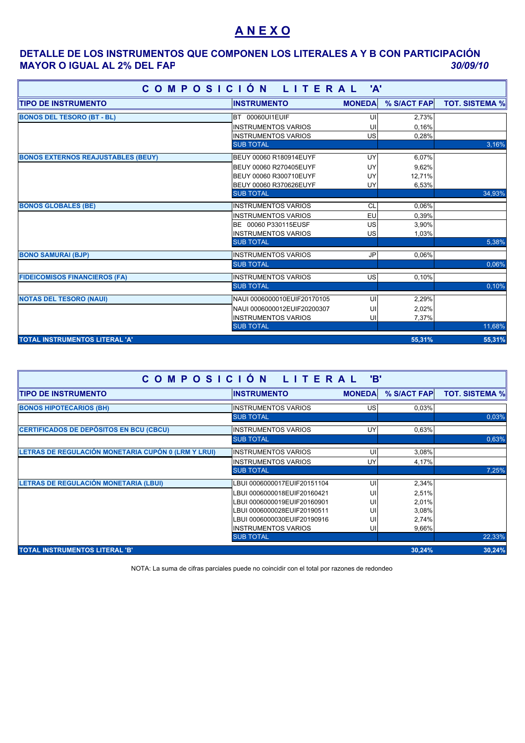# ANEXO

## DETALLE DE LOS INSTRUMENTOS QUE COMPONEN LOS LITERALES A Y B CON PARTICIPACIÓN MAYOR O IGUAL AL 2% DEL FAP

*30/09/10*

### COMPOSICIÓN LITERAL 'A'

| TIPO DE INSTRUMENTO | INSTRUMENTO | MONEDA | % S/ACT FAP | TOT. SISTEMA % |
|---|---|---|---|---|
| BONOS DEL TESORO (BT - BL) | BT 00060UI1EUIF | UI | 2,73% | |
| | INSTRUMENTOS VARIOS | UI | 0,16% | |
| | INSTRUMENTOS VARIOS | US | 0,28% | |
| | SUB TOTAL | | | 3,16% |
| BONOS EXTERNOS REAJUSTABLES (BEUY) | BEUY 00060 R180914EUYF | UY | 6,07% | |
| | BEUY 00060 R270405EUYF | UY | 9,62% | |
| | BEUY 00060 R300710EUYF | UY | 12,71% | |
| | BEUY 00060 R370626EUYF | UY | 6,53% | |
| | SUB TOTAL | | | 34,93% |
| BONOS GLOBALES (BE) | INSTRUMENTOS VARIOS | CL | 0,06% | |
| | INSTRUMENTOS VARIOS | EU | 0,39% | |
| | BE 00060 P330115EUSF | US | 3,90% | |
| | INSTRUMENTOS VARIOS | US | 1,03% | |
| | SUB TOTAL | | | 5,38% |
| BONO SAMURAI (BJP) | INSTRUMENTOS VARIOS | JP | 0,06% | |
| | SUB TOTAL | | | 0,06% |
| FIDEICOMISOS FINANCIEROS (FA) | INSTRUMENTOS VARIOS | US | 0,10% | |
| | SUB TOTAL | | | 0,10% |
| NOTAS DEL TESORO (NAUI) | NAUI 0006000010EUIF20170105 | UI | 2,29% | |
| | NAUI 0006000012EUIF20200307 | UI | 2,02% | |
| | INSTRUMENTOS VARIOS | UI | 7,37% | |
| | SUB TOTAL | | | 11,68% |
| **TOTAL INSTRUMENTOS LITERAL 'A'** | | | **55,31%** | **55,31%** |

### COMPOSICIÓN LITERAL 'B'

| TIPO DE INSTRUMENTO | INSTRUMENTO | MONEDA | % S/ACT FAP | TOT. SISTEMA % |
|---|---|---|---|---|
| BONOS HIPOTECARIOS (BH) | INSTRUMENTOS VARIOS | US | 0,03% | |
| | SUB TOTAL | | | 0,03% |
| CERTIFICADOS DE DEPÓSITOS EN BCU (CBCU) | INSTRUMENTOS VARIOS | UY | 0,63% | |
| | SUB TOTAL | | | 0,63% |
| LETRAS DE REGULACIÓN MONETARIA CUPÓN 0 (LRM Y LRUI) | INSTRUMENTOS VARIOS | UI | 3,08% | |
| | INSTRUMENTOS VARIOS | UY | 4,17% | |
| | SUB TOTAL | | | 7,25% |
| LETRAS DE REGULACIÓN MONETARIA (LBUI) | LBUI 0006000017EUIF20151104 | UI | 2,34% | |
| | LBUI 0006000018EUIF20160421 | UI | 2,51% | |
| | LBUI 0006000019EUIF20160901 | UI | 2,01% | |
| | LBUI 0006000028EUIF20190511 | UI | 3,08% | |
| | LBUI 0006000030EUIF20190916 | UI | 2,74% | |
| | INSTRUMENTOS VARIOS | UI | 9,66% | |
| | SUB TOTAL | | | 22,33% |
| **TOTAL INSTRUMENTOS LITERAL 'B'** | | | **30,24%** | **30,24%** |

NOTA: La suma de cifras parciales puede no coincidir con el total por razones de redondeo